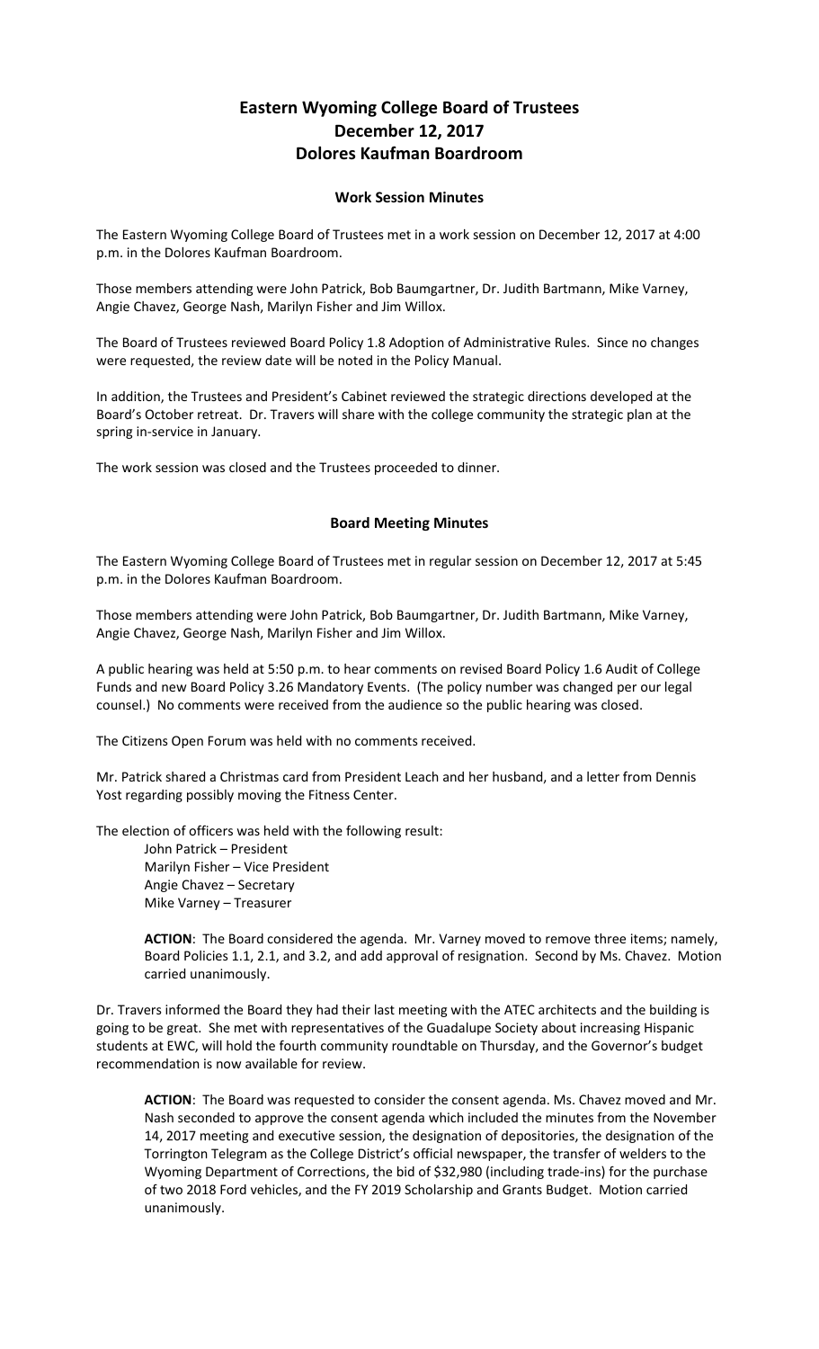# Eastern Wyoming College Board of Trustees
# December 12, 2017
# Dolores Kaufman Boardroom

## Work Session Minutes

The Eastern Wyoming College Board of Trustees met in a work session on December 12, 2017 at 4:00 p.m. in the Dolores Kaufman Boardroom.

Those members attending were John Patrick, Bob Baumgartner, Dr. Judith Bartmann, Mike Varney, Angie Chavez, George Nash, Marilyn Fisher and Jim Willox.

The Board of Trustees reviewed Board Policy 1.8 Adoption of Administrative Rules. Since no changes were requested, the review date will be noted in the Policy Manual.

In addition, the Trustees and President's Cabinet reviewed the strategic directions developed at the Board's October retreat. Dr. Travers will share with the college community the strategic plan at the spring in-service in January.

The work session was closed and the Trustees proceeded to dinner.

## Board Meeting Minutes

The Eastern Wyoming College Board of Trustees met in regular session on December 12, 2017 at 5:45 p.m. in the Dolores Kaufman Boardroom.

Those members attending were John Patrick, Bob Baumgartner, Dr. Judith Bartmann, Mike Varney, Angie Chavez, George Nash, Marilyn Fisher and Jim Willox.

A public hearing was held at 5:50 p.m. to hear comments on revised Board Policy 1.6 Audit of College Funds and new Board Policy 3.26 Mandatory Events. (The policy number was changed per our legal counsel.) No comments were received from the audience so the public hearing was closed.

The Citizens Open Forum was held with no comments received.

Mr. Patrick shared a Christmas card from President Leach and her husband, and a letter from Dennis Yost regarding possibly moving the Fitness Center.

The election of officers was held with the following result:

John Patrick – President
Marilyn Fisher – Vice President
Angie Chavez – Secretary
Mike Varney – Treasurer

**ACTION**: The Board considered the agenda. Mr. Varney moved to remove three items; namely, Board Policies 1.1, 2.1, and 3.2, and add approval of resignation. Second by Ms. Chavez. Motion carried unanimously.

Dr. Travers informed the Board they had their last meeting with the ATEC architects and the building is going to be great. She met with representatives of the Guadalupe Society about increasing Hispanic students at EWC, will hold the fourth community roundtable on Thursday, and the Governor's budget recommendation is now available for review.

**ACTION**: The Board was requested to consider the consent agenda. Ms. Chavez moved and Mr. Nash seconded to approve the consent agenda which included the minutes from the November 14, 2017 meeting and executive session, the designation of depositories, the designation of the Torrington Telegram as the College District's official newspaper, the transfer of welders to the Wyoming Department of Corrections, the bid of $32,980 (including trade-ins) for the purchase of two 2018 Ford vehicles, and the FY 2019 Scholarship and Grants Budget. Motion carried unanimously.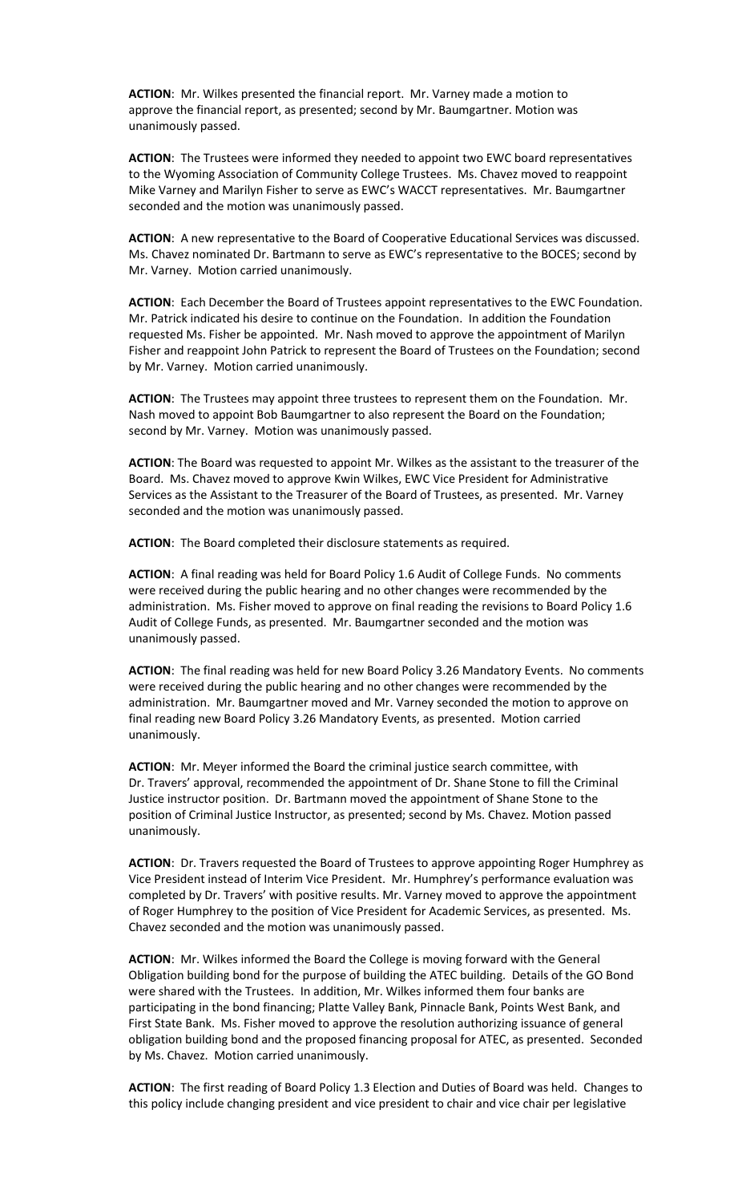**ACTION**: Mr. Wilkes presented the financial report. Mr. Varney made a motion to approve the financial report, as presented; second by Mr. Baumgartner. Motion was unanimously passed.

**ACTION**: The Trustees were informed they needed to appoint two EWC board representatives to the Wyoming Association of Community College Trustees. Ms. Chavez moved to reappoint Mike Varney and Marilyn Fisher to serve as EWC's WACCT representatives. Mr. Baumgartner seconded and the motion was unanimously passed.

**ACTION**: A new representative to the Board of Cooperative Educational Services was discussed. Ms. Chavez nominated Dr. Bartmann to serve as EWC's representative to the BOCES; second by Mr. Varney. Motion carried unanimously.

**ACTION**: Each December the Board of Trustees appoint representatives to the EWC Foundation. Mr. Patrick indicated his desire to continue on the Foundation. In addition the Foundation requested Ms. Fisher be appointed. Mr. Nash moved to approve the appointment of Marilyn Fisher and reappoint John Patrick to represent the Board of Trustees on the Foundation; second by Mr. Varney. Motion carried unanimously.

**ACTION**: The Trustees may appoint three trustees to represent them on the Foundation. Mr. Nash moved to appoint Bob Baumgartner to also represent the Board on the Foundation; second by Mr. Varney. Motion was unanimously passed.

**ACTION**: The Board was requested to appoint Mr. Wilkes as the assistant to the treasurer of the Board. Ms. Chavez moved to approve Kwin Wilkes, EWC Vice President for Administrative Services as the Assistant to the Treasurer of the Board of Trustees, as presented. Mr. Varney seconded and the motion was unanimously passed.

**ACTION**: The Board completed their disclosure statements as required.

**ACTION**: A final reading was held for Board Policy 1.6 Audit of College Funds. No comments were received during the public hearing and no other changes were recommended by the administration. Ms. Fisher moved to approve on final reading the revisions to Board Policy 1.6 Audit of College Funds, as presented. Mr. Baumgartner seconded and the motion was unanimously passed.

**ACTION**: The final reading was held for new Board Policy 3.26 Mandatory Events. No comments were received during the public hearing and no other changes were recommended by the administration. Mr. Baumgartner moved and Mr. Varney seconded the motion to approve on final reading new Board Policy 3.26 Mandatory Events, as presented. Motion carried unanimously.

**ACTION**: Mr. Meyer informed the Board the criminal justice search committee, with Dr. Travers' approval, recommended the appointment of Dr. Shane Stone to fill the Criminal Justice instructor position. Dr. Bartmann moved the appointment of Shane Stone to the position of Criminal Justice Instructor, as presented; second by Ms. Chavez. Motion passed unanimously.

**ACTION**: Dr. Travers requested the Board of Trustees to approve appointing Roger Humphrey as Vice President instead of Interim Vice President. Mr. Humphrey's performance evaluation was completed by Dr. Travers' with positive results. Mr. Varney moved to approve the appointment of Roger Humphrey to the position of Vice President for Academic Services, as presented. Ms. Chavez seconded and the motion was unanimously passed.

**ACTION**: Mr. Wilkes informed the Board the College is moving forward with the General Obligation building bond for the purpose of building the ATEC building. Details of the GO Bond were shared with the Trustees. In addition, Mr. Wilkes informed them four banks are participating in the bond financing; Platte Valley Bank, Pinnacle Bank, Points West Bank, and First State Bank. Ms. Fisher moved to approve the resolution authorizing issuance of general obligation building bond and the proposed financing proposal for ATEC, as presented. Seconded by Ms. Chavez. Motion carried unanimously.

**ACTION**: The first reading of Board Policy 1.3 Election and Duties of Board was held. Changes to this policy include changing president and vice president to chair and vice chair per legislative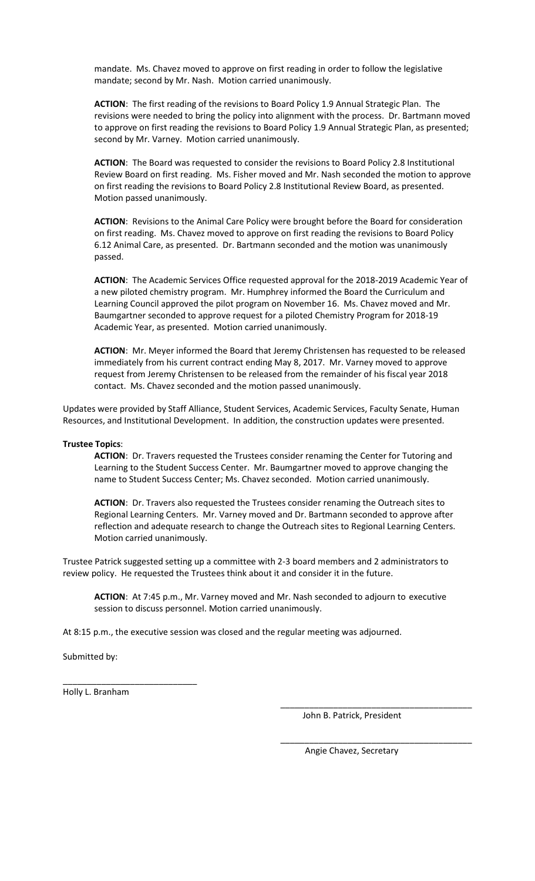mandate. Ms. Chavez moved to approve on first reading in order to follow the legislative mandate; second by Mr. Nash. Motion carried unanimously.

**ACTION**: The first reading of the revisions to Board Policy 1.9 Annual Strategic Plan. The revisions were needed to bring the policy into alignment with the process. Dr. Bartmann moved to approve on first reading the revisions to Board Policy 1.9 Annual Strategic Plan, as presented; second by Mr. Varney. Motion carried unanimously.

**ACTION**: The Board was requested to consider the revisions to Board Policy 2.8 Institutional Review Board on first reading. Ms. Fisher moved and Mr. Nash seconded the motion to approve on first reading the revisions to Board Policy 2.8 Institutional Review Board, as presented. Motion passed unanimously.

**ACTION**: Revisions to the Animal Care Policy were brought before the Board for consideration on first reading. Ms. Chavez moved to approve on first reading the revisions to Board Policy 6.12 Animal Care, as presented. Dr. Bartmann seconded and the motion was unanimously passed.

**ACTION**: The Academic Services Office requested approval for the 2018-2019 Academic Year of a new piloted chemistry program. Mr. Humphrey informed the Board the Curriculum and Learning Council approved the pilot program on November 16. Ms. Chavez moved and Mr. Baumgartner seconded to approve request for a piloted Chemistry Program for 2018-19 Academic Year, as presented. Motion carried unanimously.

**ACTION**: Mr. Meyer informed the Board that Jeremy Christensen has requested to be released immediately from his current contract ending May 8, 2017. Mr. Varney moved to approve request from Jeremy Christensen to be released from the remainder of his fiscal year 2018 contact. Ms. Chavez seconded and the motion passed unanimously.

Updates were provided by Staff Alliance, Student Services, Academic Services, Faculty Senate, Human Resources, and Institutional Development. In addition, the construction updates were presented.

**Trustee Topics**:

**ACTION**: Dr. Travers requested the Trustees consider renaming the Center for Tutoring and Learning to the Student Success Center. Mr. Baumgartner moved to approve changing the name to Student Success Center; Ms. Chavez seconded. Motion carried unanimously.

**ACTION**: Dr. Travers also requested the Trustees consider renaming the Outreach sites to Regional Learning Centers. Mr. Varney moved and Dr. Bartmann seconded to approve after reflection and adequate research to change the Outreach sites to Regional Learning Centers. Motion carried unanimously.

Trustee Patrick suggested setting up a committee with 2-3 board members and 2 administrators to review policy. He requested the Trustees think about it and consider it in the future.

**ACTION**: At 7:45 p.m., Mr. Varney moved and Mr. Nash seconded to adjourn to executive session to discuss personnel. Motion carried unanimously.

At 8:15 p.m., the executive session was closed and the regular meeting was adjourned.

Submitted by:

\_\_\_\_\_\_\_\_\_\_\_\_\_\_\_\_\_\_\_\_\_\_\_\_\_\_\_\_

Holly L. Branham

\_\_\_\_\_\_\_\_\_\_\_\_\_\_\_\_\_\_\_\_\_\_\_\_\_\_\_\_\_\_\_\_\_\_\_\_\_\_\_\_

John B. Patrick, President

\_\_\_\_\_\_\_\_\_\_\_\_\_\_\_\_\_\_\_\_\_\_\_\_\_\_\_\_\_\_\_\_\_\_\_\_\_\_\_\_

Angie Chavez, Secretary